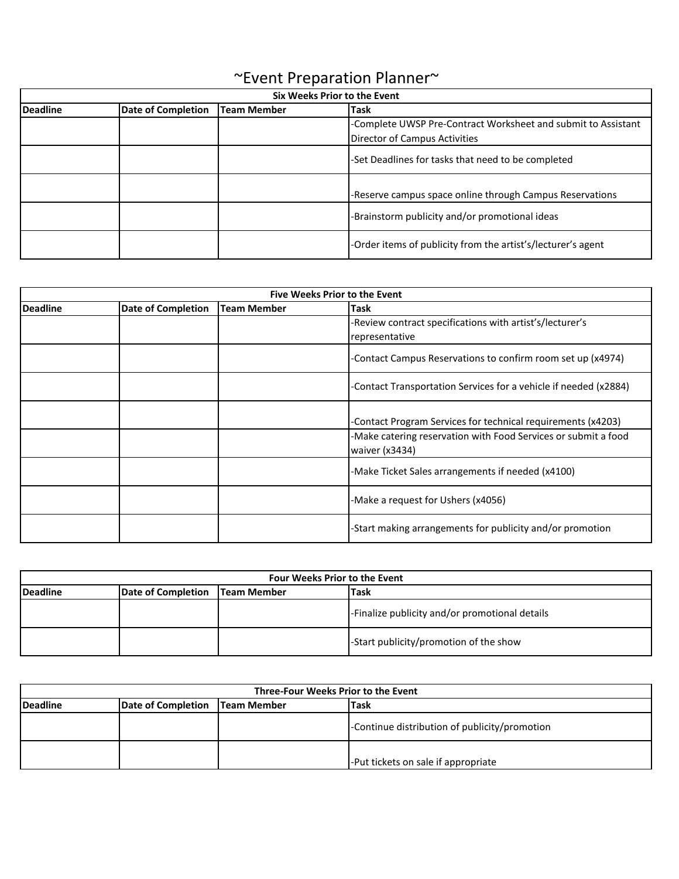# ~Event Preparation Planner~

| Six Weeks Prior to the Event | | | |
|---|---|---|---|
| **Deadline** | **Date of Completion** | **Team Member** | **Task** |
| | | | -Complete UWSP Pre-Contract Worksheet and submit to Assistant Director of Campus Activities |
| | | | -Set Deadlines for tasks that need to be completed |
| | | | -Reserve campus space online through Campus Reservations |
| | | | -Brainstorm publicity and/or promotional ideas |
| | | | -Order items of publicity from the artist's/lecturer's agent |

| Five Weeks Prior to the Event | | | |
|---|---|---|---|
| **Deadline** | **Date of Completion** | **Team Member** | **Task** |
| | | | -Review contract specifications with artist's/lecturer's representative |
| | | | -Contact Campus Reservations to confirm room set up (x4974) |
| | | | -Contact Transportation Services for a vehicle if needed (x2884) |
| | | | -Contact Program Services for technical requirements (x4203) |
| | | | -Make catering reservation with Food Services or submit a food waiver (x3434) |
| | | | -Make Ticket Sales arrangements if needed (x4100) |
| | | | -Make a request for Ushers (x4056) |
| | | | -Start making arrangements for publicity and/or promotion |

| Four Weeks Prior to the Event | | | |
|---|---|---|---|
| **Deadline** | **Date of Completion** | **Team Member** | **Task** |
| | | | -Finalize publicity and/or promotional details |
| | | | -Start publicity/promotion of the show |

| Three-Four Weeks Prior to the Event | | | |
|---|---|---|---|
| **Deadline** | **Date of Completion** | **Team Member** | **Task** |
| | | | -Continue distribution of publicity/promotion |
| | | | -Put tickets on sale if appropriate |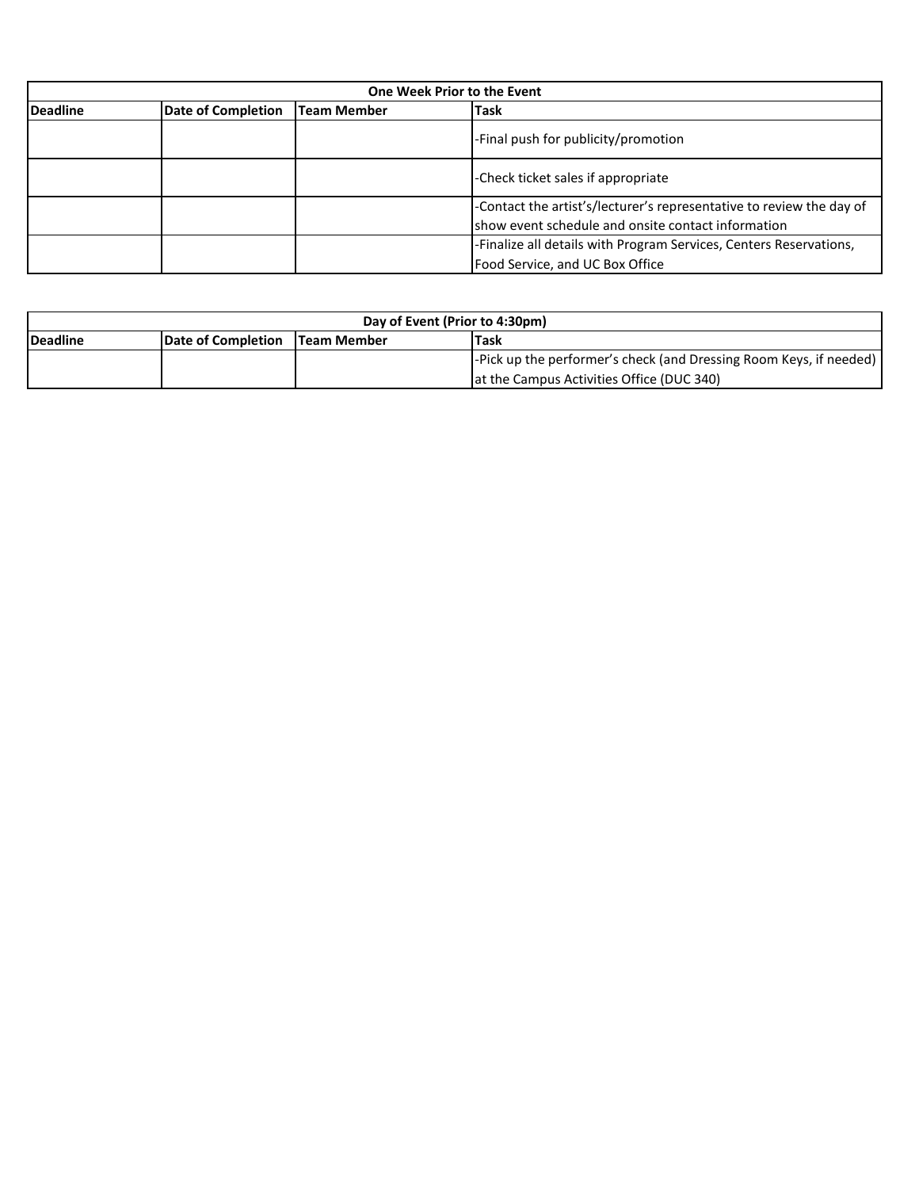| One Week Prior to the Event | | | |
|---|---|---|---|
| **Deadline** | **Date of Completion** | **Team Member** | **Task** |
| | | | -Final push for publicity/promotion |
| | | | -Check ticket sales if appropriate |
| | | | -Contact the artist's/lecturer's representative to review the day of show event schedule and onsite contact information |
| | | | -Finalize all details with Program Services, Centers Reservations, Food Service, and UC Box Office |

| Day of Event (Prior to 4:30pm) | | | |
|---|---|---|---|
| **Deadline** | **Date of Completion** | **Team Member** | **Task** |
| | | | -Pick up the performer's check (and Dressing Room Keys, if needed) at the Campus Activities Office (DUC 340) |